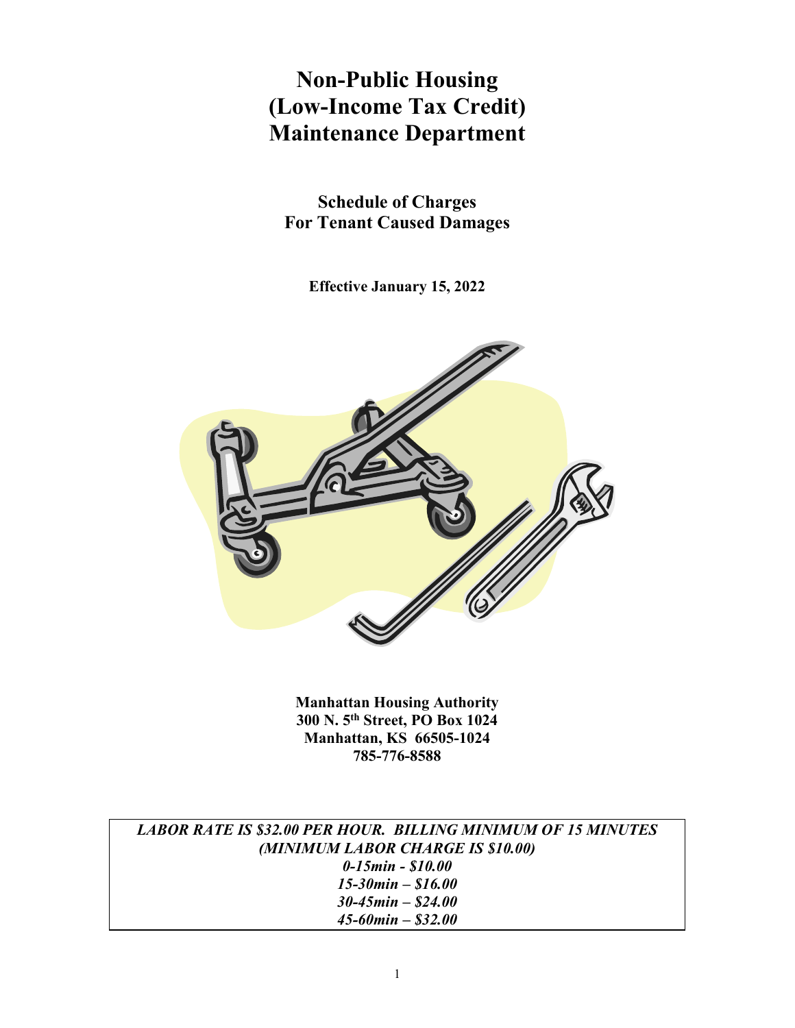# Non-Public Housing (Low-Income Tax Credit) Maintenance Department

## Schedule of Charges For Tenant Caused Damages

**Effective January 15, 2022**

**Manhattan Housing Authority**
**300 N. 5th Street, PO Box 1024**
**Manhattan, KS 66505-1024**
**785-776-8588**

***LABOR RATE IS $32.00 PER HOUR. BILLING MINIMUM OF 15 MINUTES***
***(MINIMUM LABOR CHARGE IS $10.00)***
***0-15min - $10.00***
***15-30min – $16.00***
***30-45min – $24.00***
***45-60min – $32.00***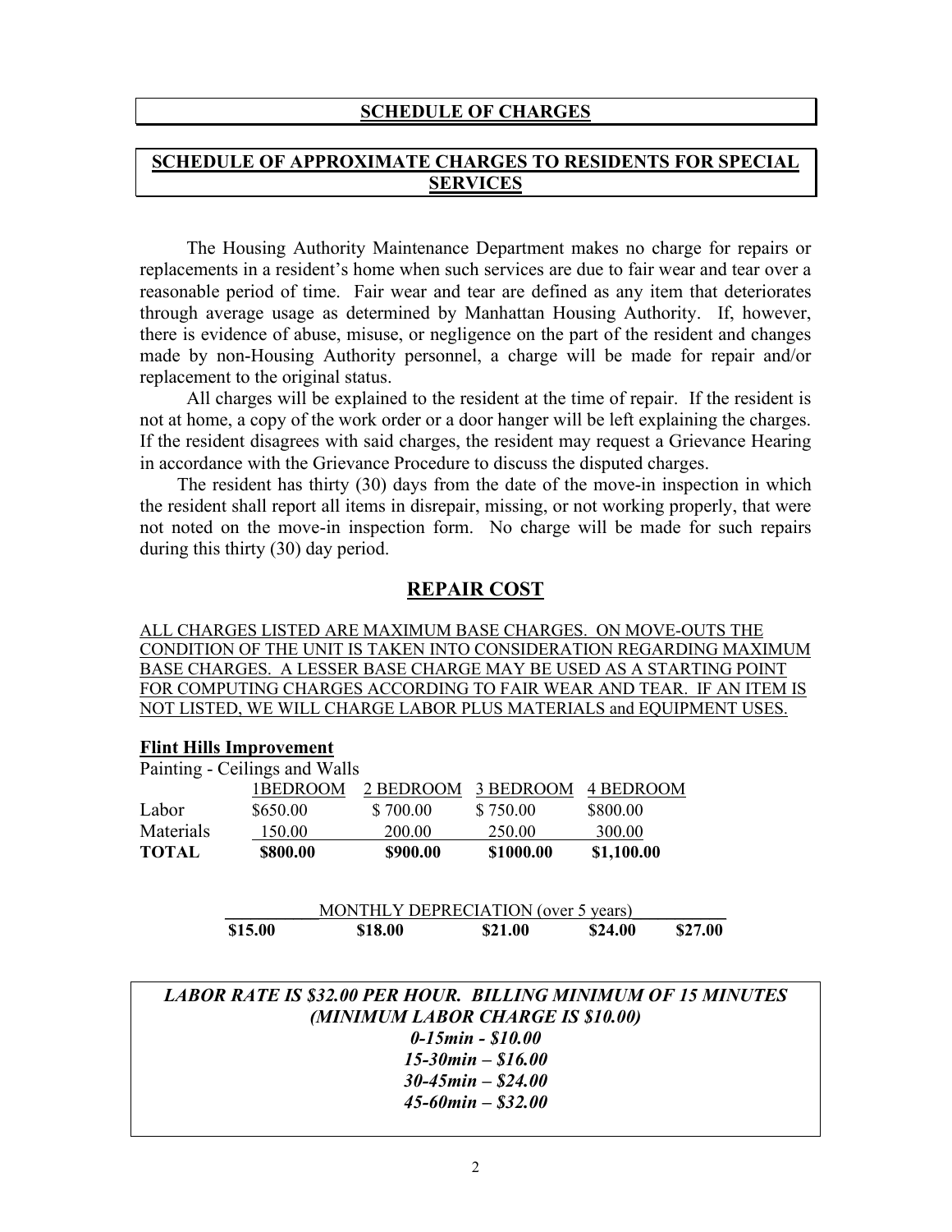## SCHEDULE OF CHARGES

## SCHEDULE OF APPROXIMATE CHARGES TO RESIDENTS FOR SPECIAL SERVICES

The Housing Authority Maintenance Department makes no charge for repairs or replacements in a resident's home when such services are due to fair wear and tear over a reasonable period of time. Fair wear and tear are defined as any item that deteriorates through average usage as determined by Manhattan Housing Authority. If, however, there is evidence of abuse, misuse, or negligence on the part of the resident and changes made by non-Housing Authority personnel, a charge will be made for repair and/or replacement to the original status.

All charges will be explained to the resident at the time of repair. If the resident is not at home, a copy of the work order or a door hanger will be left explaining the charges. If the resident disagrees with said charges, the resident may request a Grievance Hearing in accordance with the Grievance Procedure to discuss the disputed charges.

The resident has thirty (30) days from the date of the move-in inspection in which the resident shall report all items in disrepair, missing, or not working properly, that were not noted on the move-in inspection form. No charge will be made for such repairs during this thirty (30) day period.

## REPAIR COST

ALL CHARGES LISTED ARE MAXIMUM BASE CHARGES. ON MOVE-OUTS THE CONDITION OF THE UNIT IS TAKEN INTO CONSIDERATION REGARDING MAXIMUM BASE CHARGES. A LESSER BASE CHARGE MAY BE USED AS A STARTING POINT FOR COMPUTING CHARGES ACCORDING TO FAIR WEAR AND TEAR. IF AN ITEM IS NOT LISTED, WE WILL CHARGE LABOR PLUS MATERIALS and EQUIPMENT USES.

**Flint Hills Improvement**

Painting - Ceilings and Walls

| | 1BEDROOM | 2 BEDROOM | 3 BEDROOM | 4 BEDROOM |
|---|---|---|---|---|
| Labor | $650.00 | $ 700.00 | $ 750.00 | $800.00 |
| Materials | 150.00 | 200.00 | 250.00 | 300.00 |
| **TOTAL** | **$800.00** | **$900.00** | **$1000.00** | **$1,100.00** |

| MONTHLY DEPRECIATION (over 5 years) | | | | |
|---|---|---|---|---|
| **$15.00** | **$18.00** | **$21.00** | **$24.00** | **$27.00** |

***LABOR RATE IS $32.00 PER HOUR. BILLING MINIMUM OF 15 MINUTES (MINIMUM LABOR CHARGE IS $10.00)***

***0-15min - $10.00***
***15-30min – $16.00***
***30-45min – $24.00***
***45-60min – $32.00***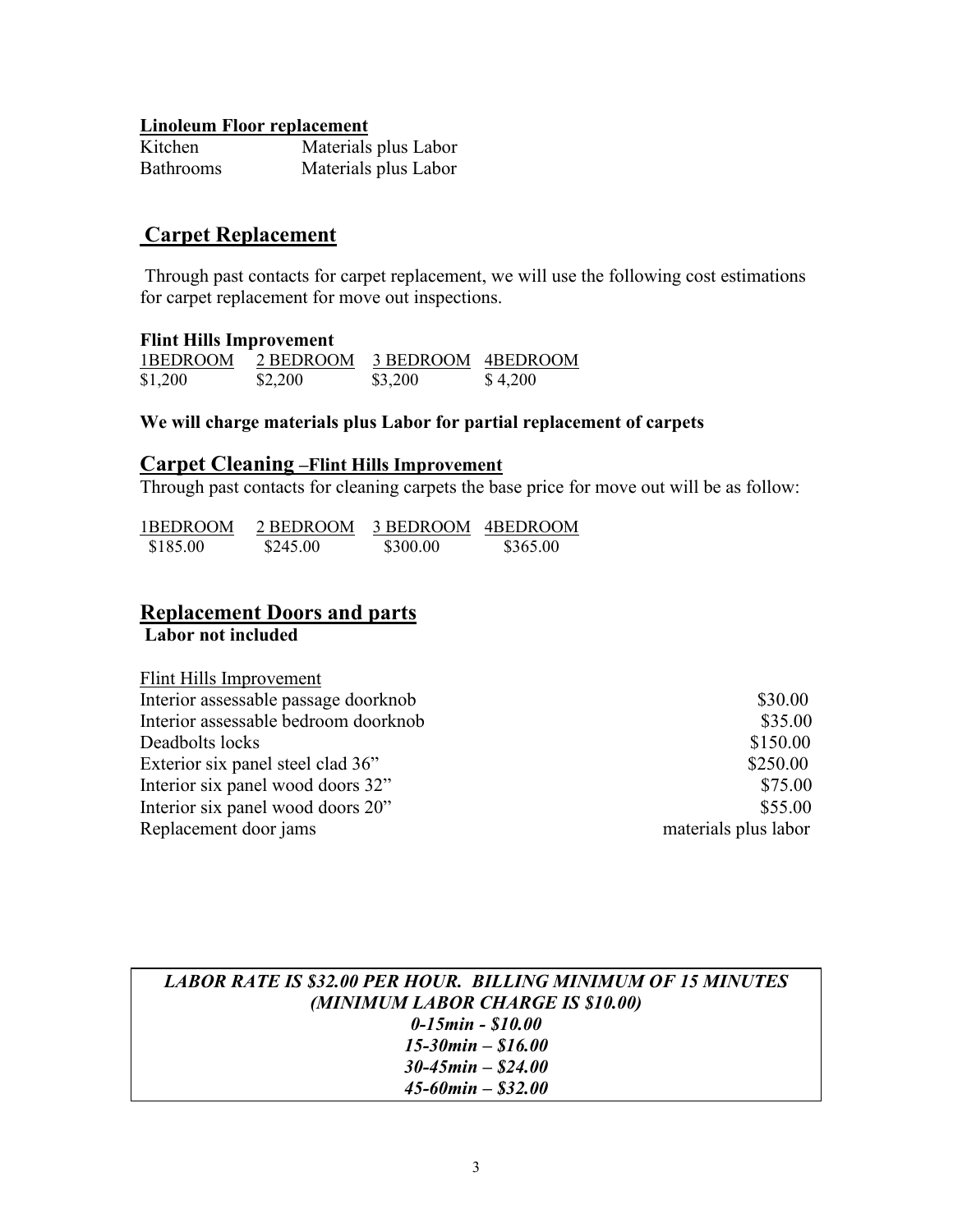**Linoleum Floor replacement**

| | |
|---|---|
| Kitchen | Materials plus Labor |
| Bathrooms | Materials plus Labor |

## Carpet Replacement

Through past contacts for carpet replacement, we will use the following cost estimations for carpet replacement for move out inspections.

**Flint Hills Improvement**

| 1BEDROOM | 2 BEDROOM | 3 BEDROOM | 4BEDROOM |
|---|---|---|---|
| $1,200 | $2,200 | $3,200 | $ 4,200 |

**We will charge materials plus Labor for partial replacement of carpets**

## Carpet Cleaning –Flint Hills Improvement

Through past contacts for cleaning carpets the base price for move out will be as follow:

| 1BEDROOM | 2 BEDROOM | 3 BEDROOM | 4BEDROOM |
|---|---|---|---|
| $185.00 | $245.00 | $300.00 | $365.00 |

## Replacement Doors and parts

**Labor not included**

| Flint Hills Improvement | |
|---|---|
| Interior assessable passage doorknob | $30.00 |
| Interior assessable bedroom doorknob | $35.00 |
| Deadbolts locks | $150.00 |
| Exterior six panel steel clad 36" | $250.00 |
| Interior six panel wood doors 32" | $75.00 |
| Interior six panel wood doors 20" | $55.00 |
| Replacement door jams | materials plus labor |

***LABOR RATE IS $32.00 PER HOUR. BILLING MINIMUM OF 15 MINUTES***
***(MINIMUM LABOR CHARGE IS $10.00)***
***0-15min - $10.00***
***15-30min – $16.00***
***30-45min – $24.00***
***45-60min – $32.00***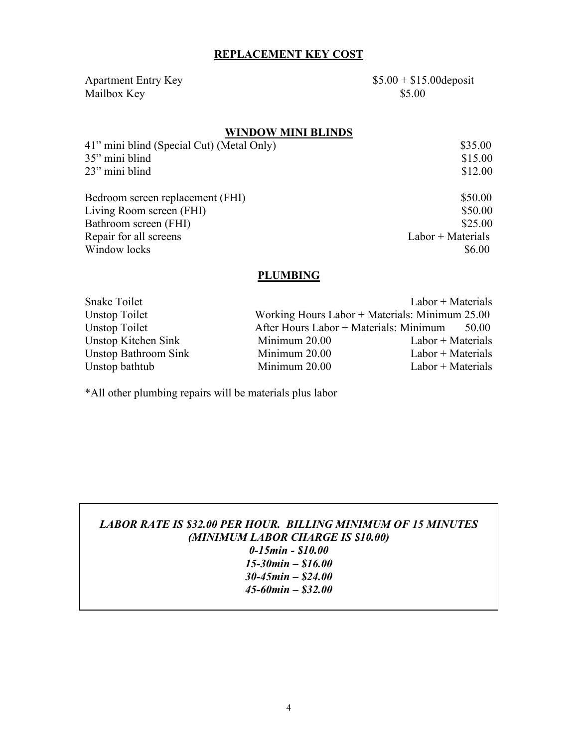## REPLACEMENT KEY COST

| | |
|---|---|
| Apartment Entry Key | $5.00 + $15.00deposit |
| Mailbox Key | $5.00 |

## WINDOW MINI BLINDS

| | |
|---|---|
| 41" mini blind (Special Cut) (Metal Only) | $35.00 |
| 35" mini blind | $15.00 |
| 23" mini blind | $12.00 |

| | |
|---|---|
| Bedroom screen replacement (FHI) | $50.00 |
| Living Room screen (FHI) | $50.00 |
| Bathroom screen (FHI) | $25.00 |
| Repair for all screens | Labor + Materials |
| Window locks | $6.00 |

## PLUMBING

| | | |
|---|---|---|
| Snake Toilet | | Labor + Materials |
| Unstop Toilet | Working Hours Labor + Materials: Minimum 25.00 | |
| Unstop Toilet | After Hours Labor + Materials: Minimum 50.00 | |
| Unstop Kitchen Sink | Minimum 20.00 | Labor + Materials |
| Unstop Bathroom Sink | Minimum 20.00 | Labor + Materials |
| Unstop bathtub | Minimum 20.00 | Labor + Materials |

*All other plumbing repairs will be materials plus labor

***LABOR RATE IS $32.00 PER HOUR. BILLING MINIMUM OF 15 MINUTES***
***(MINIMUM LABOR CHARGE IS $10.00)***
***0-15min - $10.00***
***15-30min – $16.00***
***30-45min – $24.00***
***45-60min – $32.00***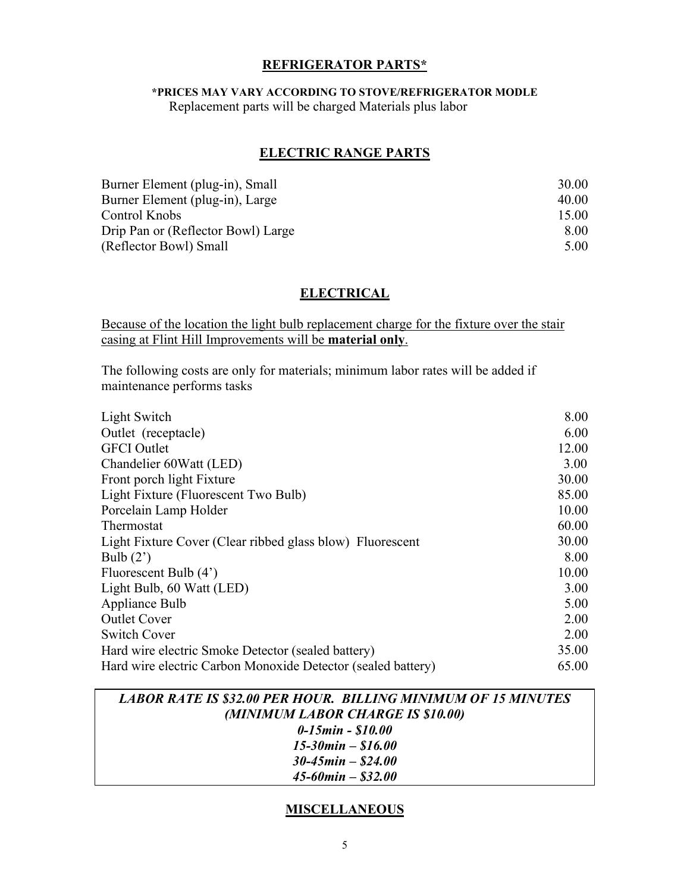## REFRIGERATOR PARTS*

**\*PRICES MAY VARY ACCORDING TO STOVE/REFRIGERATOR MODLE**
Replacement parts will be charged Materials plus labor

## ELECTRIC RANGE PARTS

| Item | Price |
|---|---|
| Burner Element (plug-in), Small | 30.00 |
| Burner Element (plug-in), Large | 40.00 |
| Control Knobs | 15.00 |
| Drip Pan or (Reflector Bowl) Large | 8.00 |
| (Reflector Bowl) Small | 5.00 |

## ELECTRICAL

<u>Because of the location the light bulb replacement charge for the fixture over the stair casing at Flint Hill Improvements will be **material only**.</u>

The following costs are only for materials; minimum labor rates will be added if maintenance performs tasks

| Item | Price |
|---|---|
| Light Switch | 8.00 |
| Outlet (receptacle) | 6.00 |
| GFCI Outlet | 12.00 |
| Chandelier 60Watt (LED) | 3.00 |
| Front porch light Fixture | 30.00 |
| Light Fixture (Fluorescent Two Bulb) | 85.00 |
| Porcelain Lamp Holder | 10.00 |
| Thermostat | 60.00 |
| Light Fixture Cover (Clear ribbed glass blow) Fluorescent | 30.00 |
| Bulb (2') | 8.00 |
| Fluorescent Bulb (4') | 10.00 |
| Light Bulb, 60 Watt (LED) | 3.00 |
| Appliance Bulb | 5.00 |
| Outlet Cover | 2.00 |
| Switch Cover | 2.00 |
| Hard wire electric Smoke Detector (sealed battery) | 35.00 |
| Hard wire electric Carbon Monoxide Detector (sealed battery) | 65.00 |

***LABOR RATE IS $32.00 PER HOUR. BILLING MINIMUM OF 15 MINUTES***
***(MINIMUM LABOR CHARGE IS $10.00)***
***0-15min - $10.00***
***15-30min – $16.00***
***30-45min – $24.00***
***45-60min – $32.00***

## MISCELLANEOUS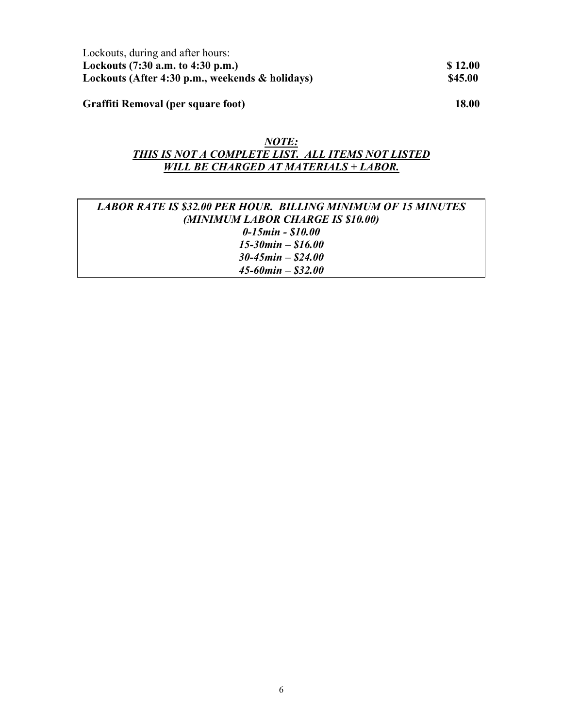Lockouts, during and after hours:

| | |
|---|---|
| **Lockouts (7:30 a.m. to 4:30 p.m.)** | **$ 12.00** |
| **Lockouts (After 4:30 p.m., weekends & holidays)** | **$45.00** |
| | |
| **Graffiti Removal (per square foot)** | **18.00** |

***NOTE:***
***THIS IS NOT A COMPLETE LIST. ALL ITEMS NOT LISTED WILL BE CHARGED AT MATERIALS + LABOR.***

***LABOR RATE IS $32.00 PER HOUR. BILLING MINIMUM OF 15 MINUTES***
***(MINIMUM LABOR CHARGE IS $10.00)***
***0-15min - $10.00***
***15-30min – $16.00***
***30-45min – $24.00***
***45-60min – $32.00***